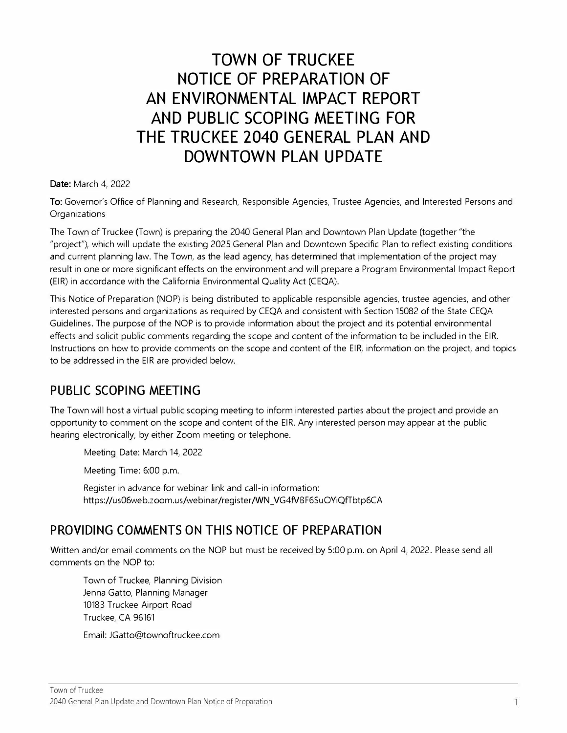# TOWN OF TRUCKEE NOTICE OF PREPARATION OF AN ENVIRONMENTAL IMPACT REPORT AND PUBLIC SCOPING MEETING FOR THE TRUCKEE 2040 GENERAL PLAN AND DOWNTOWN PLAN UPDATE

**Date:** March 4, 2022

**To:** Governor's Office of Planning and Research, Responsible Agencies, Trustee Agencies, and Interested Persons and Organizations

The Town of Truckee (Town) is preparing the 2040 General Plan and Downtown Plan Update (together "the "project"), which will update the existing 2025 General Plan and Downtown Specific Plan to reflect existing conditions and current planning law. The Town, as the lead agency, has determined that implementation of the project may result in one or more significant effects on the environment and will prepare a Program Environmental Impact Report (EIR) in accordance with the California Environmental Quality Act (CEQA).

This Notice of Preparation (NOP) is being distributed to applicable responsible agencies, trustee agencies, and other interested persons and organizations as required by CEQA and consistent with Section 15082 of the State CEQA Guidelines. The purpose of the NOP is to provide information about the project and its potential environmental effects and solicit public comments regarding the scope and content of the information to be included in the EIR. Instructions on how to provide comments on the scope and content of the EIR, information on the project, and topics to be addressed in the EIR are provided below.

## PUBLIC SCOPING MEETING

The Town will host a virtual public scoping meeting to inform interested parties about the project and provide an opportunity to comment on the scope and content of the EIR. Any interested person may appear at the public hearing electronically, by either Zoom meeting or telephone.

Meeting Date: March 14, 2022

Meeting Time: 6:00 p.m.

Register in advance for webinar link and call-in information:
https://us06web.zoom.us/webinar/register/WN_VG4fVBF6SuOYiQfTbtp6CA

## PROVIDING COMMENTS ON THIS NOTICE OF PREPARATION

Written and/or email comments on the NOP but must be received by 5:00 p.m. on April 4, 2022. Please send all comments on the NOP to:

Town of Truckee, Planning Division
Jenna Gatto, Planning Manager
10183 Truckee Airport Road
Truckee, CA 96161

Email: JGatto@townoftruckee.com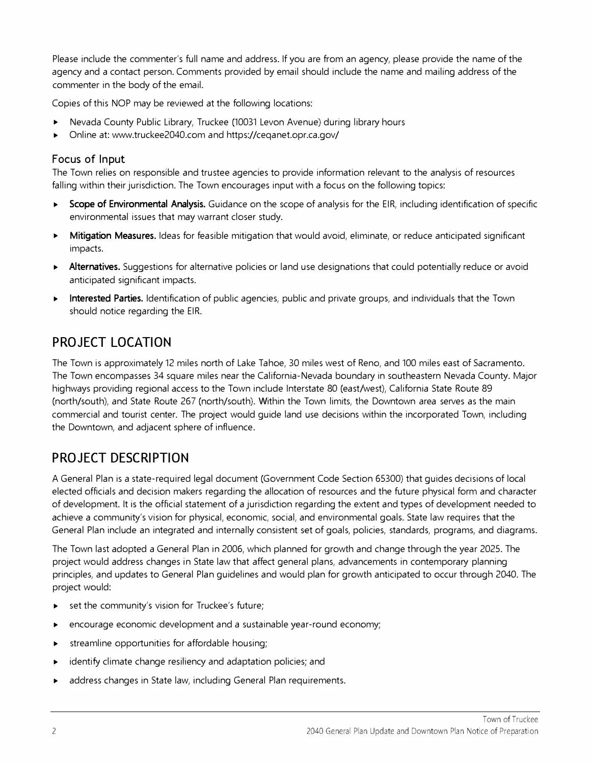Please include the commenter's full name and address. If you are from an agency, please provide the name of the agency and a contact person. Comments provided by email should include the name and mailing address of the commenter in the body of the email.

Copies of this NOP may be reviewed at the following locations:

- Nevada County Public Library, Truckee (10031 Levon Avenue) during library hours
- Online at: www.truckee2040.com and https://ceqanet.opr.ca.gov/

### Focus of Input

The Town relies on responsible and trustee agencies to provide information relevant to the analysis of resources falling within their jurisdiction. The Town encourages input with a focus on the following topics:

- **Scope of Environmental Analysis.** Guidance on the scope of analysis for the EIR, including identification of specific environmental issues that may warrant closer study.
- **Mitigation Measures.** Ideas for feasible mitigation that would avoid, eliminate, or reduce anticipated significant impacts.
- **Alternatives.** Suggestions for alternative policies or land use designations that could potentially reduce or avoid anticipated significant impacts.
- **Interested Parties.** Identification of public agencies, public and private groups, and individuals that the Town should notice regarding the EIR.

## PROJECT LOCATION

The Town is approximately 12 miles north of Lake Tahoe, 30 miles west of Reno, and 100 miles east of Sacramento. The Town encompasses 34 square miles near the California-Nevada boundary in southeastern Nevada County. Major highways providing regional access to the Town include Interstate 80 (east/west), California State Route 89 (north/south), and State Route 267 (north/south). Within the Town limits, the Downtown area serves as the main commercial and tourist center. The project would guide land use decisions within the incorporated Town, including the Downtown, and adjacent sphere of influence.

## PROJECT DESCRIPTION

A General Plan is a state-required legal document (Government Code Section 65300) that guides decisions of local elected officials and decision makers regarding the allocation of resources and the future physical form and character of development. It is the official statement of a jurisdiction regarding the extent and types of development needed to achieve a community's vision for physical, economic, social, and environmental goals. State law requires that the General Plan include an integrated and internally consistent set of goals, policies, standards, programs, and diagrams.

The Town last adopted a General Plan in 2006, which planned for growth and change through the year 2025. The project would address changes in State law that affect general plans, advancements in contemporary planning principles, and updates to General Plan guidelines and would plan for growth anticipated to occur through 2040. The project would:

- set the community's vision for Truckee's future;
- encourage economic development and a sustainable year-round economy;
- streamline opportunities for affordable housing;
- identify climate change resiliency and adaptation policies; and
- address changes in State law, including General Plan requirements.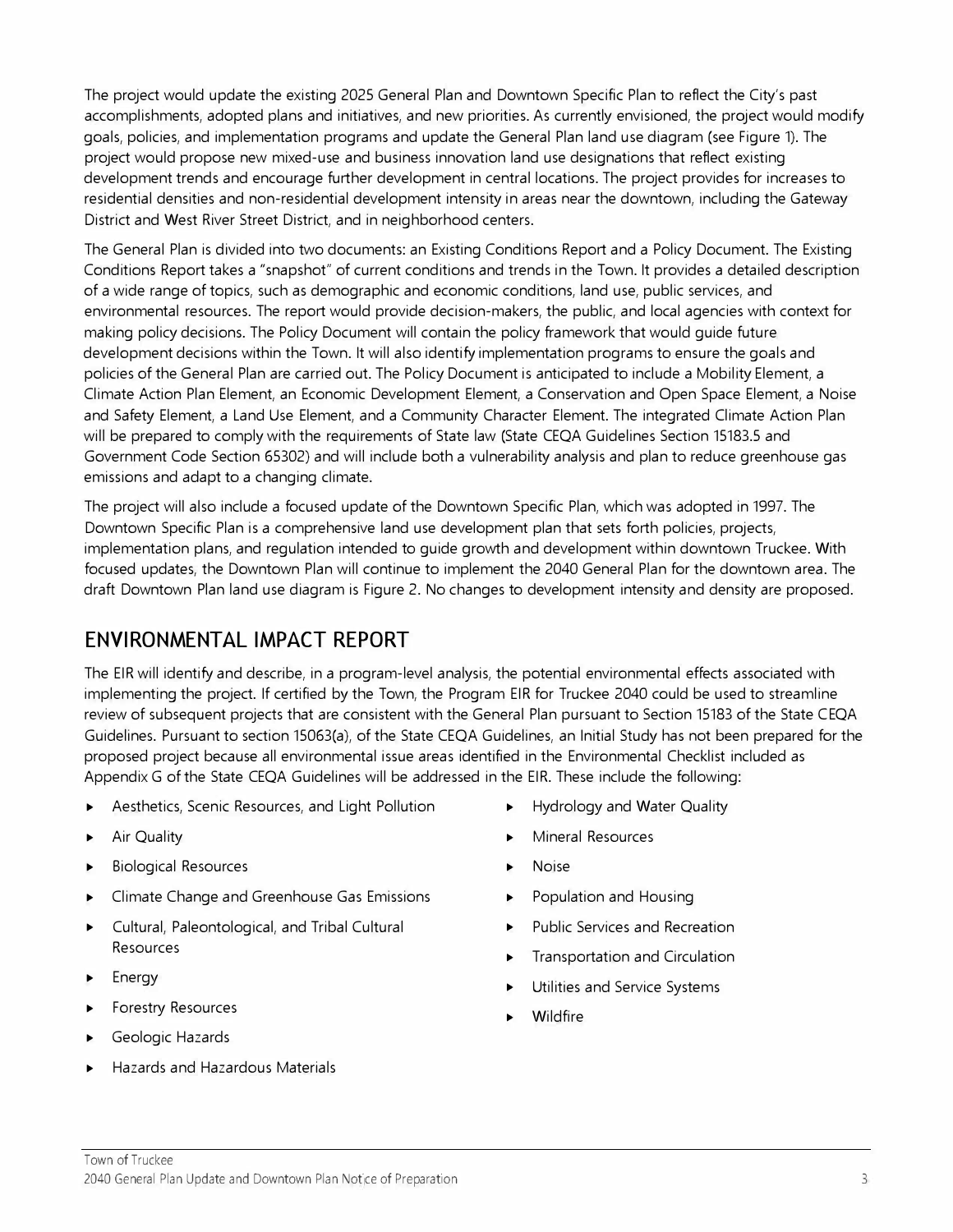The project would update the existing 2025 General Plan and Downtown Specific Plan to reflect the City's past accomplishments, adopted plans and initiatives, and new priorities. As currently envisioned, the project would modify goals, policies, and implementation programs and update the General Plan land use diagram (see Figure 1). The project would propose new mixed-use and business innovation land use designations that reflect existing development trends and encourage further development in central locations. The project provides for increases to residential densities and non-residential development intensity in areas near the downtown, including the Gateway District and West River Street District, and in neighborhood centers.

The General Plan is divided into two documents: an Existing Conditions Report and a Policy Document. The Existing Conditions Report takes a "snapshot" of current conditions and trends in the Town. It provides a detailed description of a wide range of topics, such as demographic and economic conditions, land use, public services, and environmental resources. The report would provide decision-makers, the public, and local agencies with context for making policy decisions. The Policy Document will contain the policy framework that would guide future development decisions within the Town. It will also identify implementation programs to ensure the goals and policies of the General Plan are carried out. The Policy Document is anticipated to include a Mobility Element, a Climate Action Plan Element, an Economic Development Element, a Conservation and Open Space Element, a Noise and Safety Element, a Land Use Element, and a Community Character Element. The integrated Climate Action Plan will be prepared to comply with the requirements of State law (State CEQA Guidelines Section 15183.5 and Government Code Section 65302) and will include both a vulnerability analysis and plan to reduce greenhouse gas emissions and adapt to a changing climate.

The project will also include a focused update of the Downtown Specific Plan, which was adopted in 1997. The Downtown Specific Plan is a comprehensive land use development plan that sets forth policies, projects, implementation plans, and regulation intended to guide growth and development within downtown Truckee. With focused updates, the Downtown Plan will continue to implement the 2040 General Plan for the downtown area. The draft Downtown Plan land use diagram is Figure 2. No changes to development intensity and density are proposed.

## ENVIRONMENTAL IMPACT REPORT

The EIR will identify and describe, in a program-level analysis, the potential environmental effects associated with implementing the project. If certified by the Town, the Program EIR for Truckee 2040 could be used to streamline review of subsequent projects that are consistent with the General Plan pursuant to Section 15183 of the State CEQA Guidelines. Pursuant to section 15063(a), of the State CEQA Guidelines, an Initial Study has not been prepared for the proposed project because all environmental issue areas identified in the Environmental Checklist included as Appendix G of the State CEQA Guidelines will be addressed in the EIR. These include the following:

- Aesthetics, Scenic Resources, and Light Pollution
- Air Quality
- Biological Resources
- Climate Change and Greenhouse Gas Emissions
- Cultural, Paleontological, and Tribal Cultural Resources
- Energy
- Forestry Resources
- Geologic Hazards
- Hazards and Hazardous Materials
- Hydrology and Water Quality
- Mineral Resources
- Noise
- Population and Housing
- Public Services and Recreation
- Transportation and Circulation
- Utilities and Service Systems
- Wildfire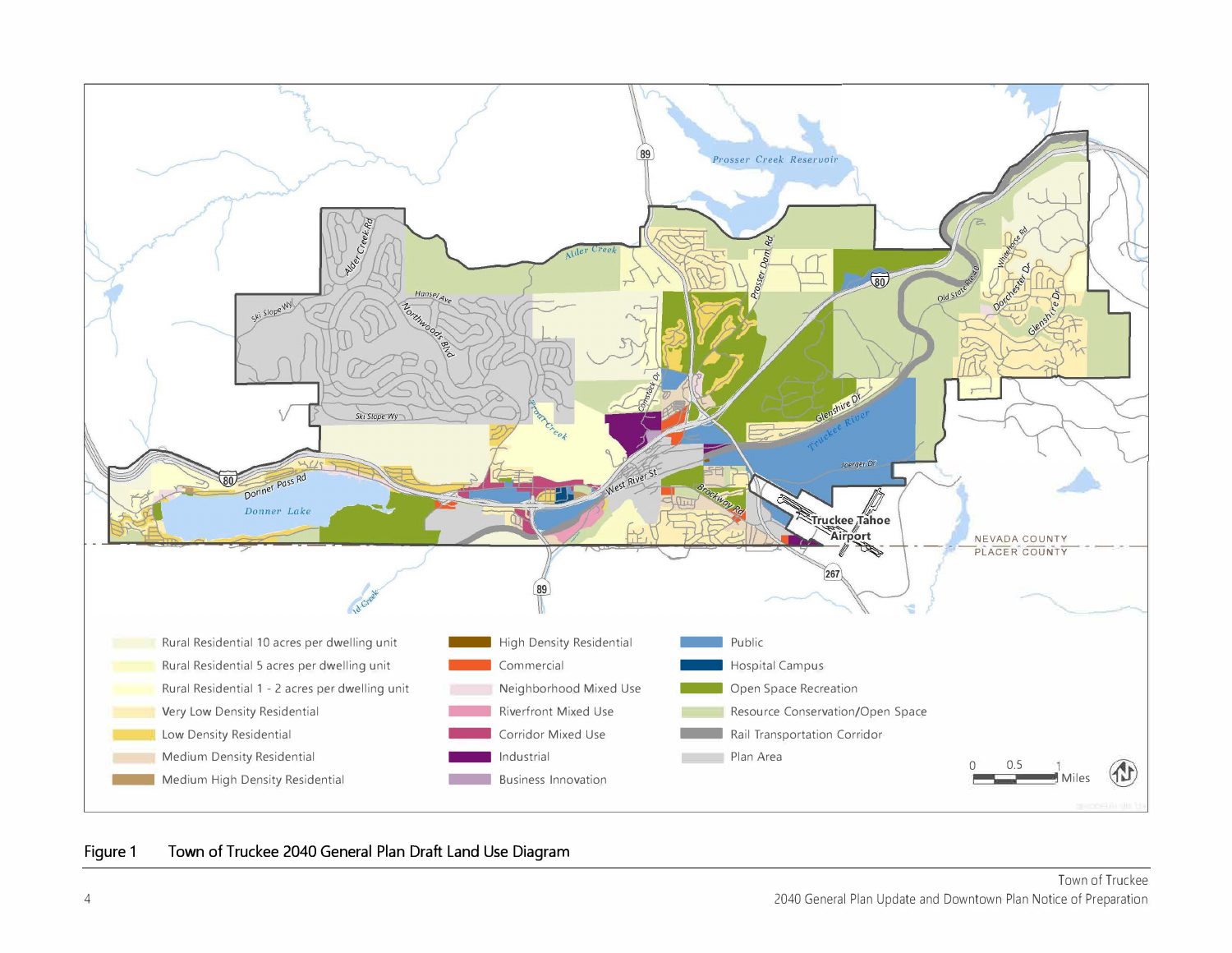Figure 1 Town of Truckee 2040 General Plan Draft Land Use Diagram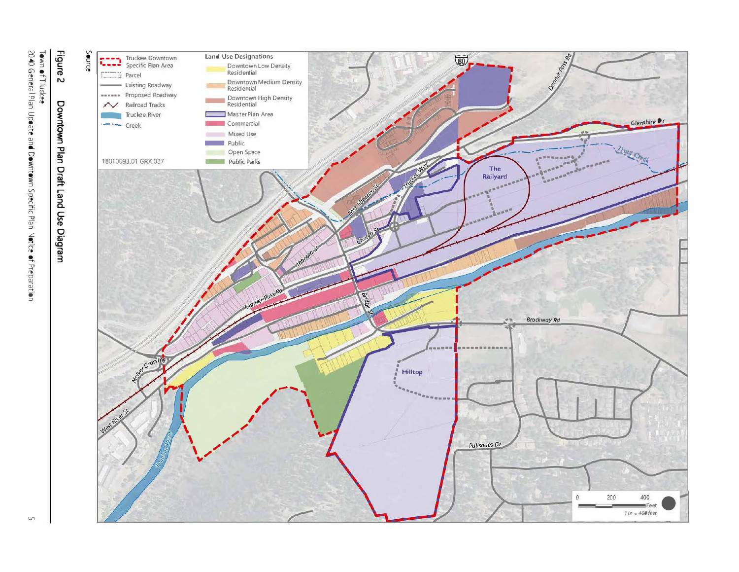**Figure 2 Downtown Plan Draft Land Use Diagram**

Source

**Land Use Designations**

- Truckee Downtown Specific Plan Area
- Parcel
- Existing Roadway
- Proposed Roadway
- Railroad Tracks
- Truckee River
- Creek
- Downtown Low Density Residential
- Downtown Medium Density Residential
- Downtown High Density Residential
- Master Plan Area
- Commercial
- Mixed Use
- Public
- Open Space
- Public Parks

18010093.01 GRX 027

0 200 400 Feet

1 in = 400 feet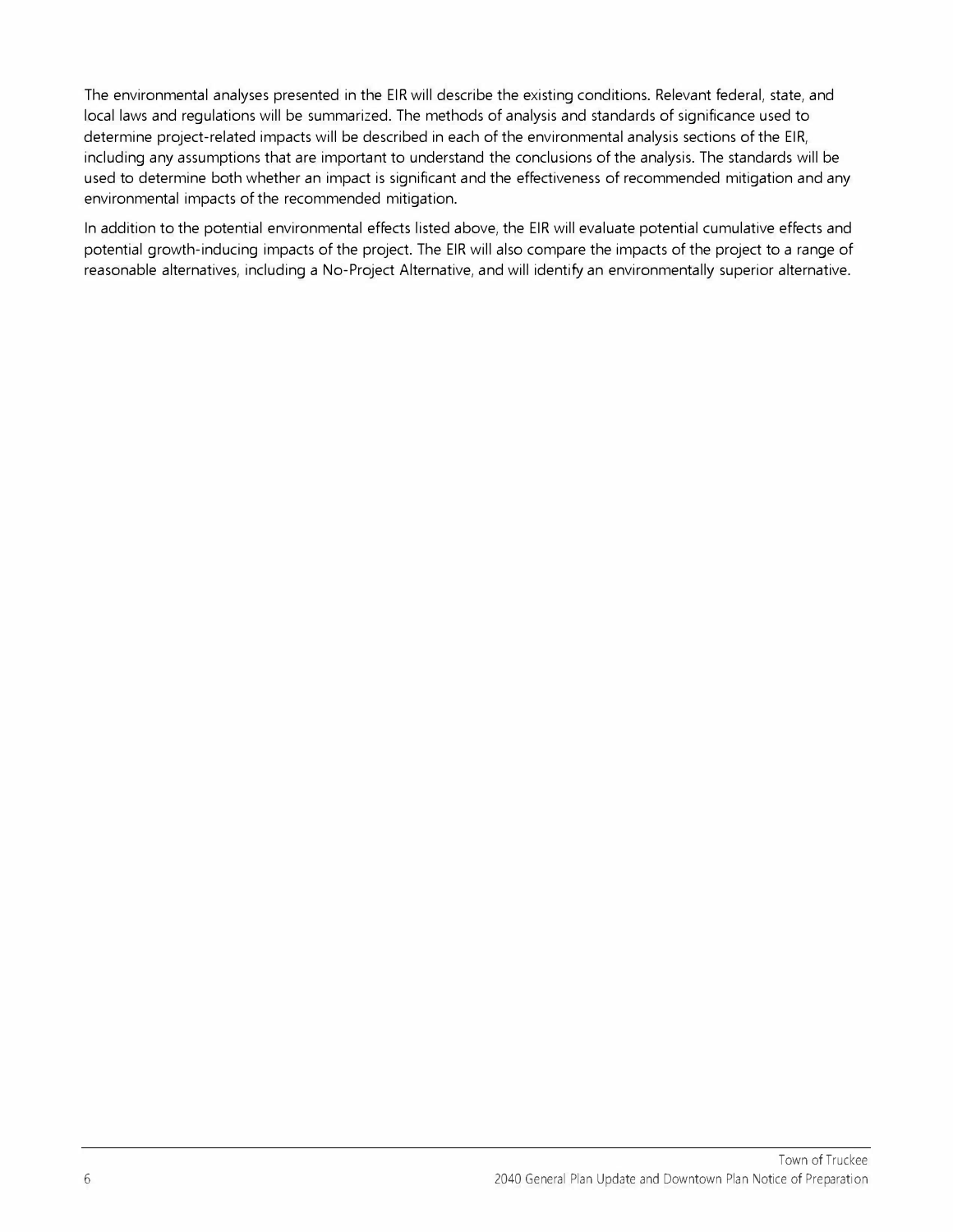The environmental analyses presented in the EIR will describe the existing conditions. Relevant federal, state, and local laws and regulations will be summarized. The methods of analysis and standards of significance used to determine project-related impacts will be described in each of the environmental analysis sections of the EIR, including any assumptions that are important to understand the conclusions of the analysis. The standards will be used to determine both whether an impact is significant and the effectiveness of recommended mitigation and any environmental impacts of the recommended mitigation.

In addition to the potential environmental effects listed above, the EIR will evaluate potential cumulative effects and potential growth-inducing impacts of the project. The EIR will also compare the impacts of the project to a range of reasonable alternatives, including a No-Project Alternative, and will identify an environmentally superior alternative.